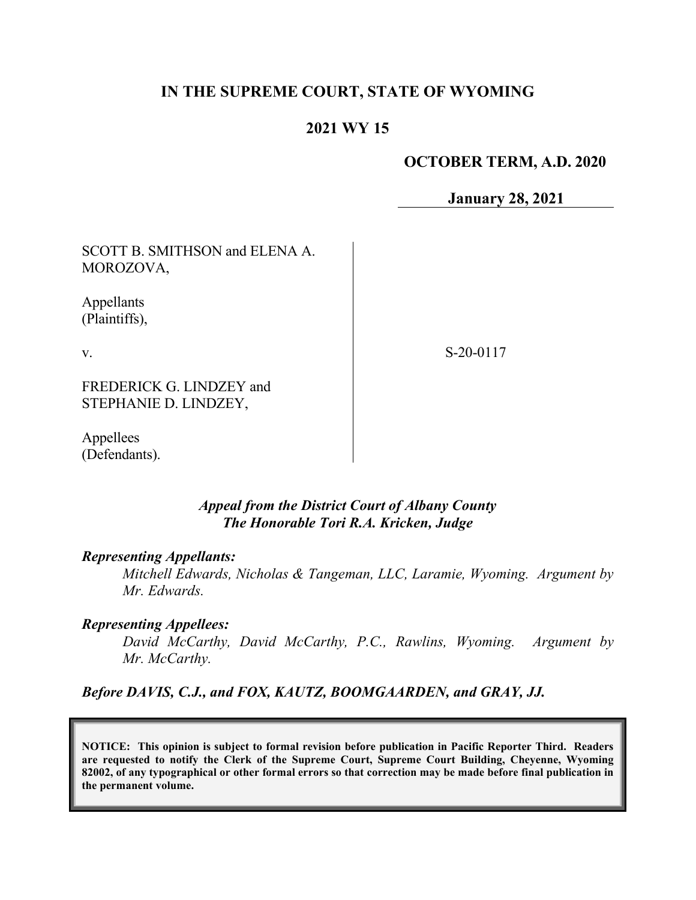# IN THE SUPREME COURT, STATE OF WYOMING

## 2021 WY 15

**OCTOBER TERM, A.D. 2020**

**January 28, 2021**

SCOTT B. SMITHSON and ELENA A. MOROZOVA,

Appellants (Plaintiffs),

v.

FREDERICK G. LINDZEY and STEPHANIE D. LINDZEY,

Appellees (Defendants).

S-20-0117

*Appeal from the District Court of Albany County*
*The Honorable Tori R.A. Kricken, Judge*

***Representing Appellants:***

*Mitchell Edwards, Nicholas & Tangeman, LLC, Laramie, Wyoming. Argument by Mr. Edwards.*

***Representing Appellees:***

*David McCarthy, David McCarthy, P.C., Rawlins, Wyoming. Argument by Mr. McCarthy.*

***Before DAVIS, C.J., and FOX, KAUTZ, BOOMGAARDEN, and GRAY, JJ.***

**NOTICE: This opinion is subject to formal revision before publication in Pacific Reporter Third. Readers are requested to notify the Clerk of the Supreme Court, Supreme Court Building, Cheyenne, Wyoming 82002, of any typographical or other formal errors so that correction may be made before final publication in the permanent volume.**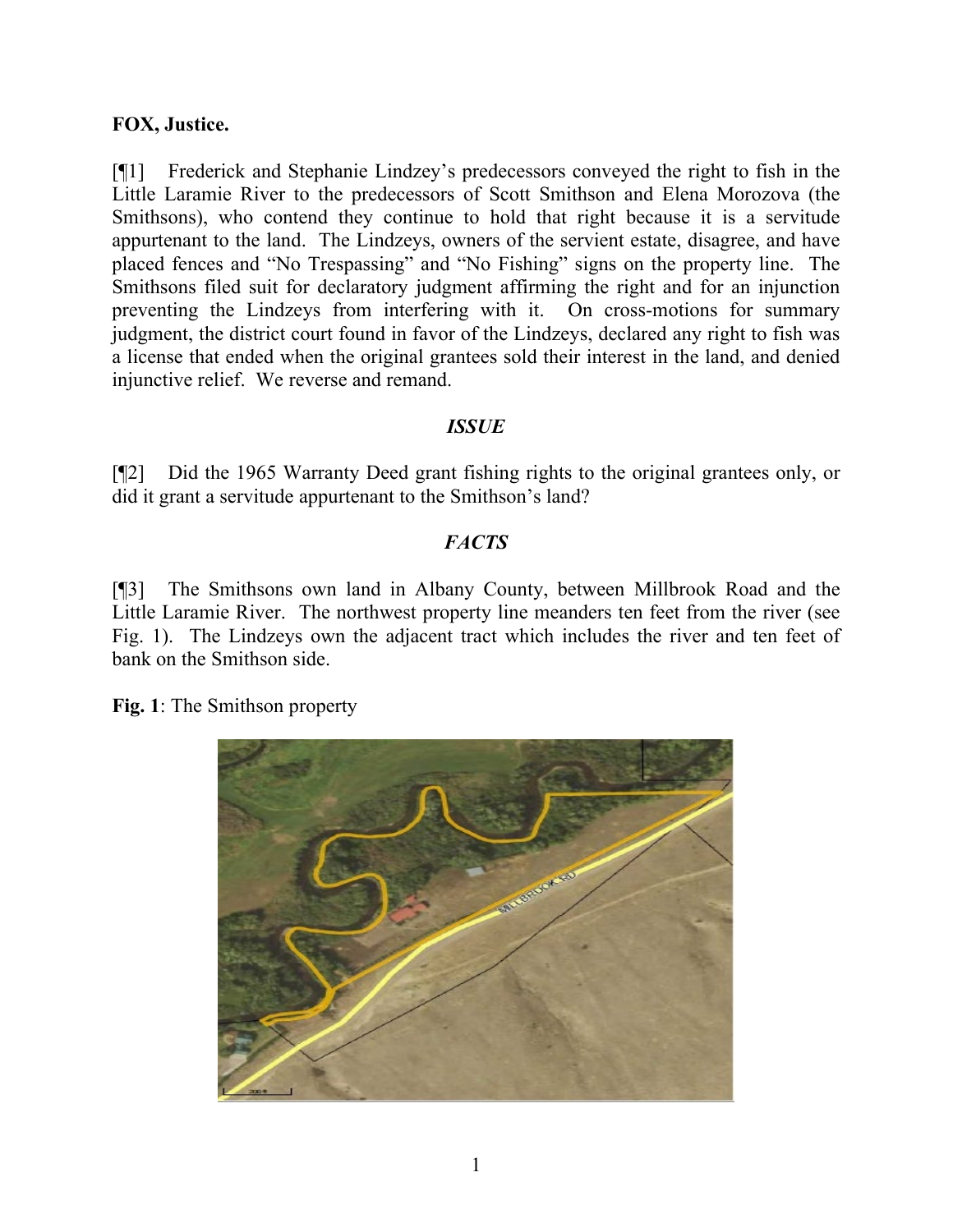**FOX, Justice.**

[¶1] Frederick and Stephanie Lindzey's predecessors conveyed the right to fish in the Little Laramie River to the predecessors of Scott Smithson and Elena Morozova (the Smithsons), who contend they continue to hold that right because it is a servitude appurtenant to the land. The Lindzeys, owners of the servient estate, disagree, and have placed fences and "No Trespassing" and "No Fishing" signs on the property line. The Smithsons filed suit for declaratory judgment affirming the right and for an injunction preventing the Lindzeys from interfering with it. On cross-motions for summary judgment, the district court found in favor of the Lindzeys, declared any right to fish was a license that ended when the original grantees sold their interest in the land, and denied injunctive relief. We reverse and remand.

### *ISSUE*

[¶2] Did the 1965 Warranty Deed grant fishing rights to the original grantees only, or did it grant a servitude appurtenant to the Smithson's land?

### *FACTS*

[¶3] The Smithsons own land in Albany County, between Millbrook Road and the Little Laramie River. The northwest property line meanders ten feet from the river (see Fig. 1). The Lindzeys own the adjacent tract which includes the river and ten feet of bank on the Smithson side.

**Fig. 1**: The Smithson property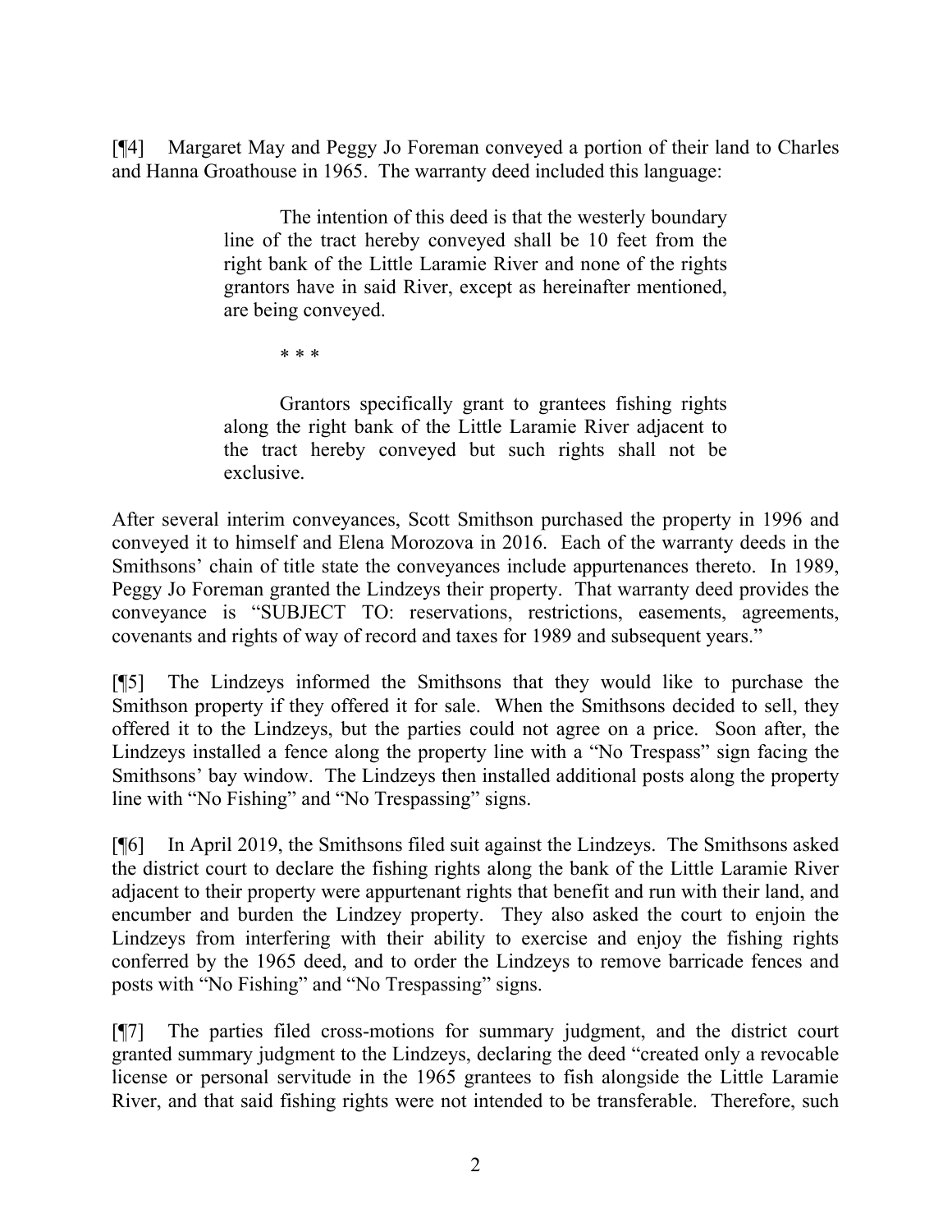[¶4] Margaret May and Peggy Jo Foreman conveyed a portion of their land to Charles and Hanna Groathouse in 1965. The warranty deed included this language:

> The intention of this deed is that the westerly boundary line of the tract hereby conveyed shall be 10 feet from the right bank of the Little Laramie River and none of the rights grantors have in said River, except as hereinafter mentioned, are being conveyed.
>
> \* \* \*
>
> Grantors specifically grant to grantees fishing rights along the right bank of the Little Laramie River adjacent to the tract hereby conveyed but such rights shall not be exclusive.

After several interim conveyances, Scott Smithson purchased the property in 1996 and conveyed it to himself and Elena Morozova in 2016. Each of the warranty deeds in the Smithsons' chain of title state the conveyances include appurtenances thereto. In 1989, Peggy Jo Foreman granted the Lindzeys their property. That warranty deed provides the conveyance is "SUBJECT TO: reservations, restrictions, easements, agreements, covenants and rights of way of record and taxes for 1989 and subsequent years."

[¶5] The Lindzeys informed the Smithsons that they would like to purchase the Smithson property if they offered it for sale. When the Smithsons decided to sell, they offered it to the Lindzeys, but the parties could not agree on a price. Soon after, the Lindzeys installed a fence along the property line with a "No Trespass" sign facing the Smithsons' bay window. The Lindzeys then installed additional posts along the property line with "No Fishing" and "No Trespassing" signs.

[¶6] In April 2019, the Smithsons filed suit against the Lindzeys. The Smithsons asked the district court to declare the fishing rights along the bank of the Little Laramie River adjacent to their property were appurtenant rights that benefit and run with their land, and encumber and burden the Lindzey property. They also asked the court to enjoin the Lindzeys from interfering with their ability to exercise and enjoy the fishing rights conferred by the 1965 deed, and to order the Lindzeys to remove barricade fences and posts with "No Fishing" and "No Trespassing" signs.

[¶7] The parties filed cross-motions for summary judgment, and the district court granted summary judgment to the Lindzeys, declaring the deed "created only a revocable license or personal servitude in the 1965 grantees to fish alongside the Little Laramie River, and that said fishing rights were not intended to be transferable. Therefore, such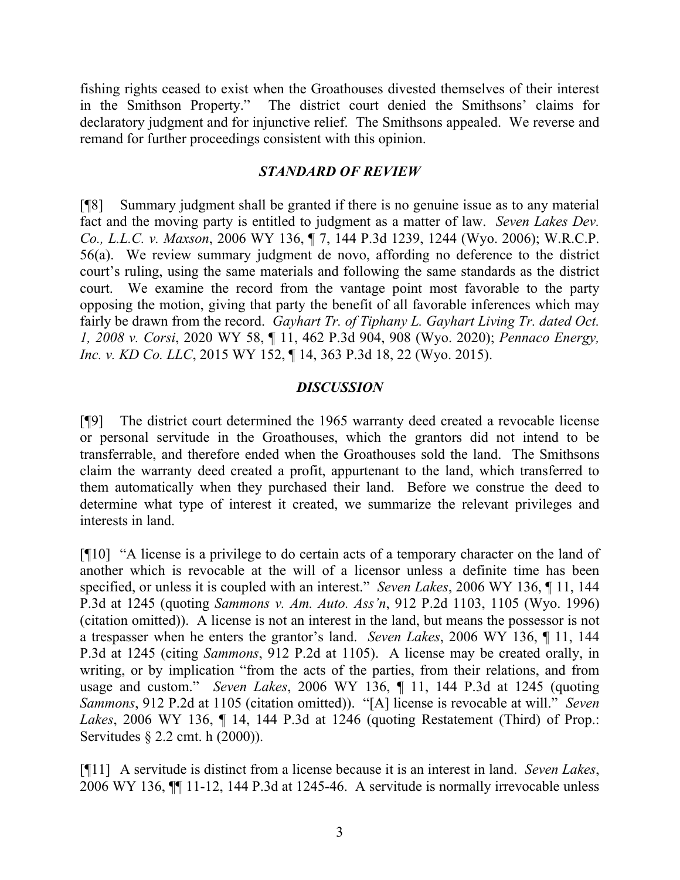fishing rights ceased to exist when the Groathouses divested themselves of their interest in the Smithson Property." The district court denied the Smithsons' claims for declaratory judgment and for injunctive relief. The Smithsons appealed. We reverse and remand for further proceedings consistent with this opinion.

### *STANDARD OF REVIEW*

[¶8] Summary judgment shall be granted if there is no genuine issue as to any material fact and the moving party is entitled to judgment as a matter of law. *Seven Lakes Dev. Co., L.L.C. v. Maxson*, 2006 WY 136, ¶ 7, 144 P.3d 1239, 1244 (Wyo. 2006); W.R.C.P. 56(a). We review summary judgment de novo, affording no deference to the district court's ruling, using the same materials and following the same standards as the district court. We examine the record from the vantage point most favorable to the party opposing the motion, giving that party the benefit of all favorable inferences which may fairly be drawn from the record. *Gayhart Tr. of Tiphany L. Gayhart Living Tr. dated Oct. 1, 2008 v. Corsi*, 2020 WY 58, ¶ 11, 462 P.3d 904, 908 (Wyo. 2020); *Pennaco Energy, Inc. v. KD Co. LLC*, 2015 WY 152, ¶ 14, 363 P.3d 18, 22 (Wyo. 2015).

### *DISCUSSION*

[¶9] The district court determined the 1965 warranty deed created a revocable license or personal servitude in the Groathouses, which the grantors did not intend to be transferrable, and therefore ended when the Groathouses sold the land. The Smithsons claim the warranty deed created a profit, appurtenant to the land, which transferred to them automatically when they purchased their land. Before we construe the deed to determine what type of interest it created, we summarize the relevant privileges and interests in land.

[¶10] "A license is a privilege to do certain acts of a temporary character on the land of another which is revocable at the will of a licensor unless a definite time has been specified, or unless it is coupled with an interest." *Seven Lakes*, 2006 WY 136, ¶ 11, 144 P.3d at 1245 (quoting *Sammons v. Am. Auto. Ass'n*, 912 P.2d 1103, 1105 (Wyo. 1996) (citation omitted)). A license is not an interest in the land, but means the possessor is not a trespasser when he enters the grantor's land. *Seven Lakes*, 2006 WY 136, ¶ 11, 144 P.3d at 1245 (citing *Sammons*, 912 P.2d at 1105). A license may be created orally, in writing, or by implication "from the acts of the parties, from their relations, and from usage and custom." *Seven Lakes*, 2006 WY 136, ¶ 11, 144 P.3d at 1245 (quoting *Sammons*, 912 P.2d at 1105 (citation omitted)). "[A] license is revocable at will." *Seven Lakes*, 2006 WY 136, ¶ 14, 144 P.3d at 1246 (quoting Restatement (Third) of Prop.: Servitudes § 2.2 cmt. h (2000)).

[¶11] A servitude is distinct from a license because it is an interest in land. *Seven Lakes*, 2006 WY 136, ¶¶ 11-12, 144 P.3d at 1245-46. A servitude is normally irrevocable unless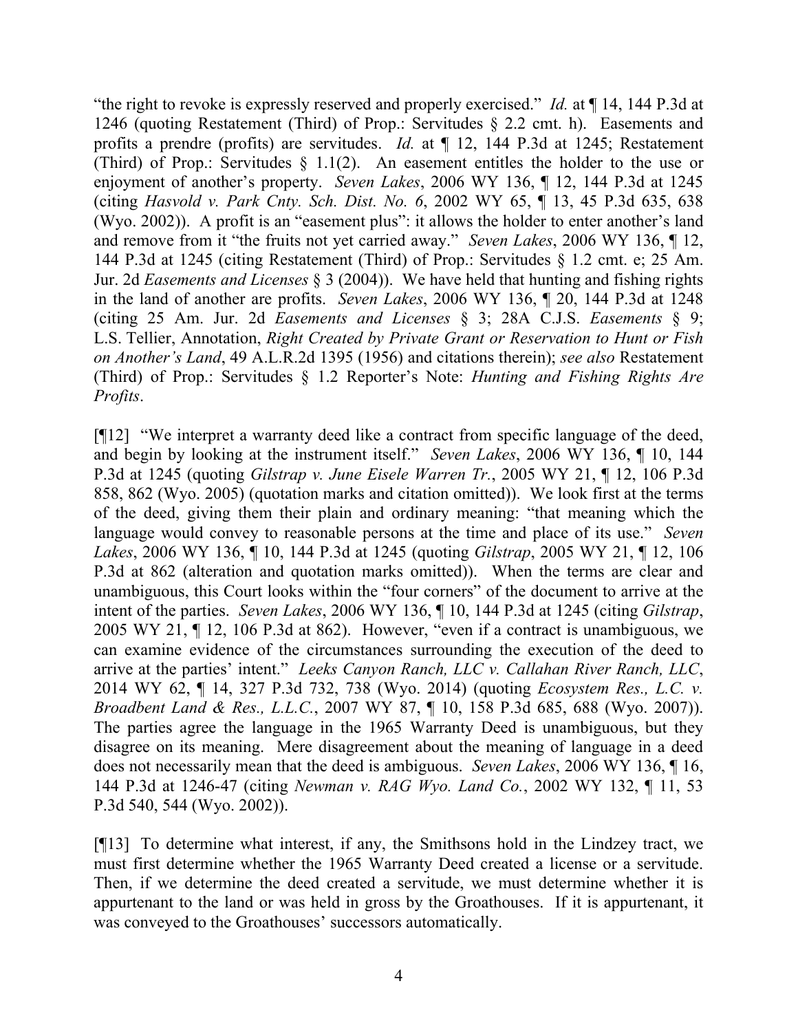"the right to revoke is expressly reserved and properly exercised." *Id.* at ¶ 14, 144 P.3d at 1246 (quoting Restatement (Third) of Prop.: Servitudes § 2.2 cmt. h). Easements and profits a prendre (profits) are servitudes. *Id.* at ¶ 12, 144 P.3d at 1245; Restatement (Third) of Prop.: Servitudes § 1.1(2). An easement entitles the holder to the use or enjoyment of another's property. *Seven Lakes*, 2006 WY 136, ¶ 12, 144 P.3d at 1245 (citing *Hasvold v. Park Cnty. Sch. Dist. No. 6*, 2002 WY 65, ¶ 13, 45 P.3d 635, 638 (Wyo. 2002)). A profit is an "easement plus": it allows the holder to enter another's land and remove from it "the fruits not yet carried away." *Seven Lakes*, 2006 WY 136, ¶ 12, 144 P.3d at 1245 (citing Restatement (Third) of Prop.: Servitudes § 1.2 cmt. e; 25 Am. Jur. 2d *Easements and Licenses* § 3 (2004)). We have held that hunting and fishing rights in the land of another are profits. *Seven Lakes*, 2006 WY 136, ¶ 20, 144 P.3d at 1248 (citing 25 Am. Jur. 2d *Easements and Licenses* § 3; 28A C.J.S. *Easements* § 9; L.S. Tellier, Annotation, *Right Created by Private Grant or Reservation to Hunt or Fish on Another's Land*, 49 A.L.R.2d 1395 (1956) and citations therein); *see also* Restatement (Third) of Prop.: Servitudes § 1.2 Reporter's Note: *Hunting and Fishing Rights Are Profits*.

[¶12] "We interpret a warranty deed like a contract from specific language of the deed, and begin by looking at the instrument itself." *Seven Lakes*, 2006 WY 136, ¶ 10, 144 P.3d at 1245 (quoting *Gilstrap v. June Eisele Warren Tr.*, 2005 WY 21, ¶ 12, 106 P.3d 858, 862 (Wyo. 2005) (quotation marks and citation omitted)). We look first at the terms of the deed, giving them their plain and ordinary meaning: "that meaning which the language would convey to reasonable persons at the time and place of its use." *Seven Lakes*, 2006 WY 136, ¶ 10, 144 P.3d at 1245 (quoting *Gilstrap*, 2005 WY 21, ¶ 12, 106 P.3d at 862 (alteration and quotation marks omitted)). When the terms are clear and unambiguous, this Court looks within the "four corners" of the document to arrive at the intent of the parties. *Seven Lakes*, 2006 WY 136, ¶ 10, 144 P.3d at 1245 (citing *Gilstrap*, 2005 WY 21, ¶ 12, 106 P.3d at 862). However, "even if a contract is unambiguous, we can examine evidence of the circumstances surrounding the execution of the deed to arrive at the parties' intent." *Leeks Canyon Ranch, LLC v. Callahan River Ranch, LLC*, 2014 WY 62, ¶ 14, 327 P.3d 732, 738 (Wyo. 2014) (quoting *Ecosystem Res., L.C. v. Broadbent Land & Res., L.L.C.*, 2007 WY 87, ¶ 10, 158 P.3d 685, 688 (Wyo. 2007)). The parties agree the language in the 1965 Warranty Deed is unambiguous, but they disagree on its meaning. Mere disagreement about the meaning of language in a deed does not necessarily mean that the deed is ambiguous. *Seven Lakes*, 2006 WY 136, ¶ 16, 144 P.3d at 1246-47 (citing *Newman v. RAG Wyo. Land Co.*, 2002 WY 132, ¶ 11, 53 P.3d 540, 544 (Wyo. 2002)).

[¶13] To determine what interest, if any, the Smithsons hold in the Lindzey tract, we must first determine whether the 1965 Warranty Deed created a license or a servitude. Then, if we determine the deed created a servitude, we must determine whether it is appurtenant to the land or was held in gross by the Groathouses. If it is appurtenant, it was conveyed to the Groathouses' successors automatically.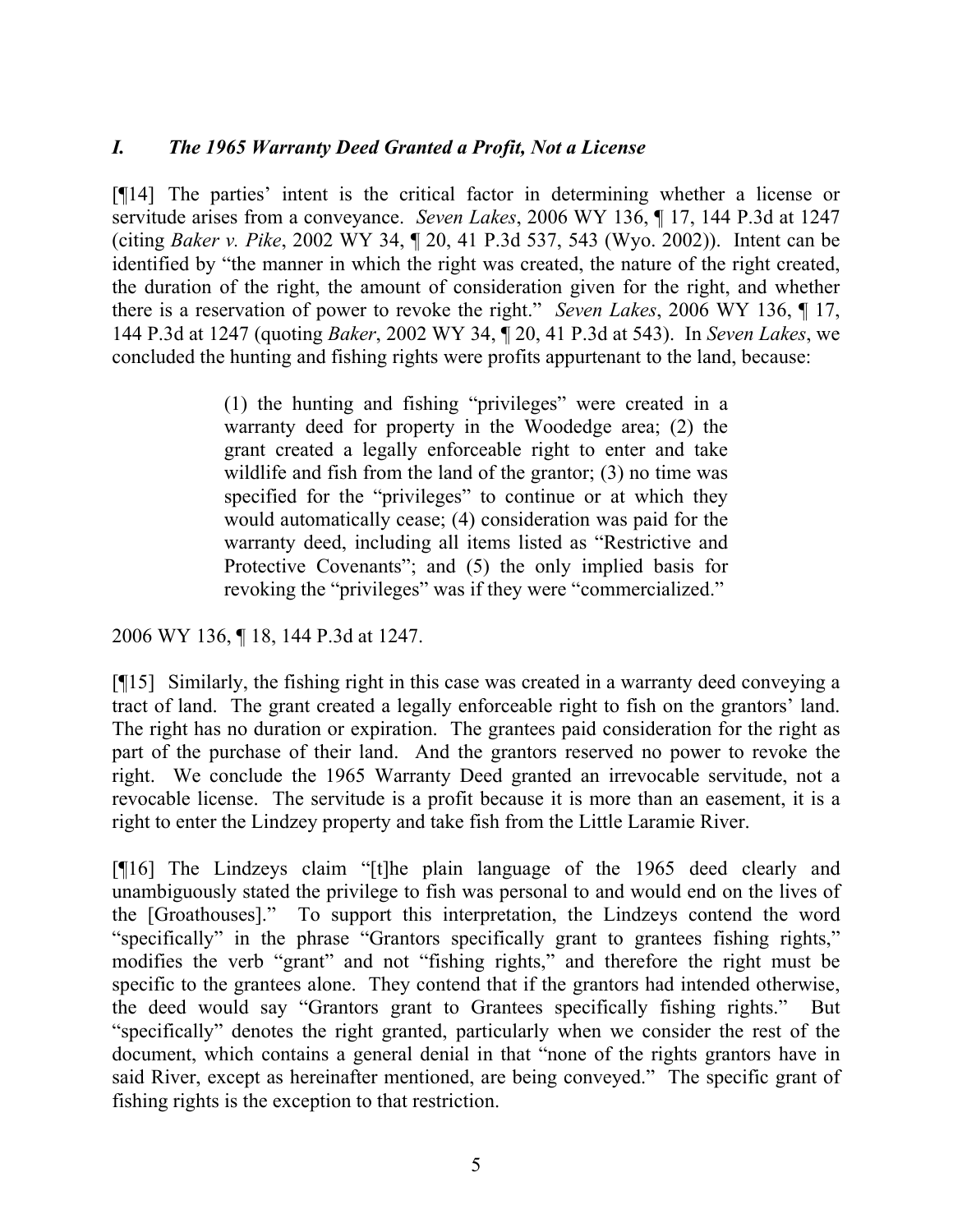## *I. The 1965 Warranty Deed Granted a Profit, Not a License*

[¶14] The parties' intent is the critical factor in determining whether a license or servitude arises from a conveyance. *Seven Lakes*, 2006 WY 136, ¶ 17, 144 P.3d at 1247 (citing *Baker v. Pike*, 2002 WY 34, ¶ 20, 41 P.3d 537, 543 (Wyo. 2002)). Intent can be identified by "the manner in which the right was created, the nature of the right created, the duration of the right, the amount of consideration given for the right, and whether there is a reservation of power to revoke the right." *Seven Lakes*, 2006 WY 136, ¶ 17, 144 P.3d at 1247 (quoting *Baker*, 2002 WY 34, ¶ 20, 41 P.3d at 543). In *Seven Lakes*, we concluded the hunting and fishing rights were profits appurtenant to the land, because:

> (1) the hunting and fishing "privileges" were created in a warranty deed for property in the Woodedge area; (2) the grant created a legally enforceable right to enter and take wildlife and fish from the land of the grantor; (3) no time was specified for the "privileges" to continue or at which they would automatically cease; (4) consideration was paid for the warranty deed, including all items listed as "Restrictive and Protective Covenants"; and (5) the only implied basis for revoking the "privileges" was if they were "commercialized."

2006 WY 136, ¶ 18, 144 P.3d at 1247.

[¶15] Similarly, the fishing right in this case was created in a warranty deed conveying a tract of land. The grant created a legally enforceable right to fish on the grantors' land. The right has no duration or expiration. The grantees paid consideration for the right as part of the purchase of their land. And the grantors reserved no power to revoke the right. We conclude the 1965 Warranty Deed granted an irrevocable servitude, not a revocable license. The servitude is a profit because it is more than an easement, it is a right to enter the Lindzey property and take fish from the Little Laramie River.

[¶16] The Lindzeys claim "[t]he plain language of the 1965 deed clearly and unambiguously stated the privilege to fish was personal to and would end on the lives of the [Groathouses]." To support this interpretation, the Lindzeys contend the word "specifically" in the phrase "Grantors specifically grant to grantees fishing rights," modifies the verb "grant" and not "fishing rights," and therefore the right must be specific to the grantees alone. They contend that if the grantors had intended otherwise, the deed would say "Grantors grant to Grantees specifically fishing rights." But "specifically" denotes the right granted, particularly when we consider the rest of the document, which contains a general denial in that "none of the rights grantors have in said River, except as hereinafter mentioned, are being conveyed." The specific grant of fishing rights is the exception to that restriction.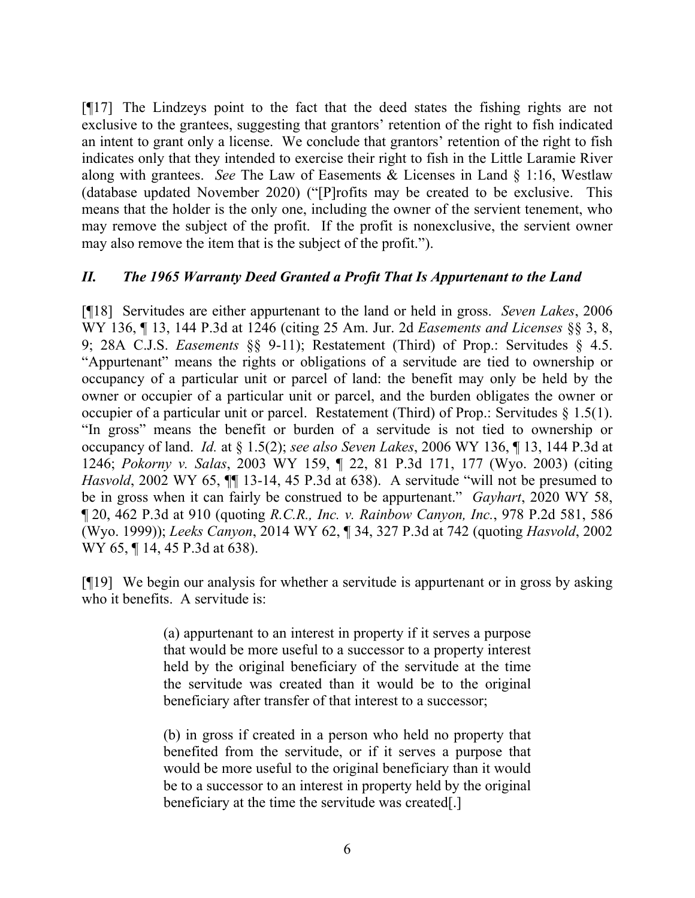[¶17] The Lindzeys point to the fact that the deed states the fishing rights are not exclusive to the grantees, suggesting that grantors' retention of the right to fish indicated an intent to grant only a license. We conclude that grantors' retention of the right to fish indicates only that they intended to exercise their right to fish in the Little Laramie River along with grantees. *See* The Law of Easements & Licenses in Land § 1:16, Westlaw (database updated November 2020) ("[P]rofits may be created to be exclusive. This means that the holder is the only one, including the owner of the servient tenement, who may remove the subject of the profit. If the profit is nonexclusive, the servient owner may also remove the item that is the subject of the profit.").

## *II. The 1965 Warranty Deed Granted a Profit That Is Appurtenant to the Land*

[¶18] Servitudes are either appurtenant to the land or held in gross. *Seven Lakes*, 2006 WY 136, ¶ 13, 144 P.3d at 1246 (citing 25 Am. Jur. 2d *Easements and Licenses* §§ 3, 8, 9; 28A C.J.S. *Easements* §§ 9-11); Restatement (Third) of Prop.: Servitudes § 4.5. "Appurtenant" means the rights or obligations of a servitude are tied to ownership or occupancy of a particular unit or parcel of land: the benefit may only be held by the owner or occupier of a particular unit or parcel, and the burden obligates the owner or occupier of a particular unit or parcel. Restatement (Third) of Prop.: Servitudes § 1.5(1). "In gross" means the benefit or burden of a servitude is not tied to ownership or occupancy of land. *Id.* at § 1.5(2); *see also Seven Lakes*, 2006 WY 136, ¶ 13, 144 P.3d at 1246; *Pokorny v. Salas*, 2003 WY 159, ¶ 22, 81 P.3d 171, 177 (Wyo. 2003) (citing *Hasvold*, 2002 WY 65, ¶¶ 13-14, 45 P.3d at 638). A servitude "will not be presumed to be in gross when it can fairly be construed to be appurtenant." *Gayhart*, 2020 WY 58, ¶ 20, 462 P.3d at 910 (quoting *R.C.R., Inc. v. Rainbow Canyon, Inc.*, 978 P.2d 581, 586 (Wyo. 1999)); *Leeks Canyon*, 2014 WY 62, ¶ 34, 327 P.3d at 742 (quoting *Hasvold*, 2002 WY 65, ¶ 14, 45 P.3d at 638).

[¶19] We begin our analysis for whether a servitude is appurtenant or in gross by asking who it benefits. A servitude is:

> (a) appurtenant to an interest in property if it serves a purpose that would be more useful to a successor to a property interest held by the original beneficiary of the servitude at the time the servitude was created than it would be to the original beneficiary after transfer of that interest to a successor;
>
> (b) in gross if created in a person who held no property that benefited from the servitude, or if it serves a purpose that would be more useful to the original beneficiary than it would be to a successor to an interest in property held by the original beneficiary at the time the servitude was created[.]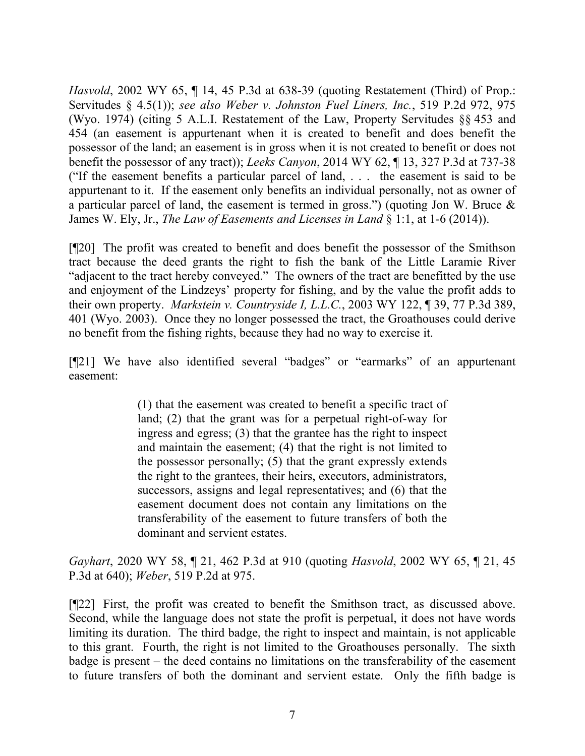*Hasvold*, 2002 WY 65, ¶ 14, 45 P.3d at 638-39 (quoting Restatement (Third) of Prop.: Servitudes § 4.5(1)); *see also Weber v. Johnston Fuel Liners, Inc.*, 519 P.2d 972, 975 (Wyo. 1974) (citing 5 A.L.I. Restatement of the Law, Property Servitudes §§ 453 and 454 (an easement is appurtenant when it is created to benefit and does benefit the possessor of the land; an easement is in gross when it is not created to benefit or does not benefit the possessor of any tract)); *Leeks Canyon*, 2014 WY 62, ¶ 13, 327 P.3d at 737-38 ("If the easement benefits a particular parcel of land, . . . the easement is said to be appurtenant to it. If the easement only benefits an individual personally, not as owner of a particular parcel of land, the easement is termed in gross.") (quoting Jon W. Bruce & James W. Ely, Jr., *The Law of Easements and Licenses in Land* § 1:1, at 1-6 (2014)).

[¶20] The profit was created to benefit and does benefit the possessor of the Smithson tract because the deed grants the right to fish the bank of the Little Laramie River "adjacent to the tract hereby conveyed." The owners of the tract are benefitted by the use and enjoyment of the Lindzeys' property for fishing, and by the value the profit adds to their own property. *Markstein v. Countryside I, L.L.C.*, 2003 WY 122, ¶ 39, 77 P.3d 389, 401 (Wyo. 2003). Once they no longer possessed the tract, the Groathouses could derive no benefit from the fishing rights, because they had no way to exercise it.

[¶21] We have also identified several "badges" or "earmarks" of an appurtenant easement:

> (1) that the easement was created to benefit a specific tract of land; (2) that the grant was for a perpetual right-of-way for ingress and egress; (3) that the grantee has the right to inspect and maintain the easement; (4) that the right is not limited to the possessor personally; (5) that the grant expressly extends the right to the grantees, their heirs, executors, administrators, successors, assigns and legal representatives; and (6) that the easement document does not contain any limitations on the transferability of the easement to future transfers of both the dominant and servient estates.

*Gayhart*, 2020 WY 58, ¶ 21, 462 P.3d at 910 (quoting *Hasvold*, 2002 WY 65, ¶ 21, 45 P.3d at 640); *Weber*, 519 P.2d at 975.

[¶22] First, the profit was created to benefit the Smithson tract, as discussed above. Second, while the language does not state the profit is perpetual, it does not have words limiting its duration. The third badge, the right to inspect and maintain, is not applicable to this grant. Fourth, the right is not limited to the Groathouses personally. The sixth badge is present – the deed contains no limitations on the transferability of the easement to future transfers of both the dominant and servient estate. Only the fifth badge is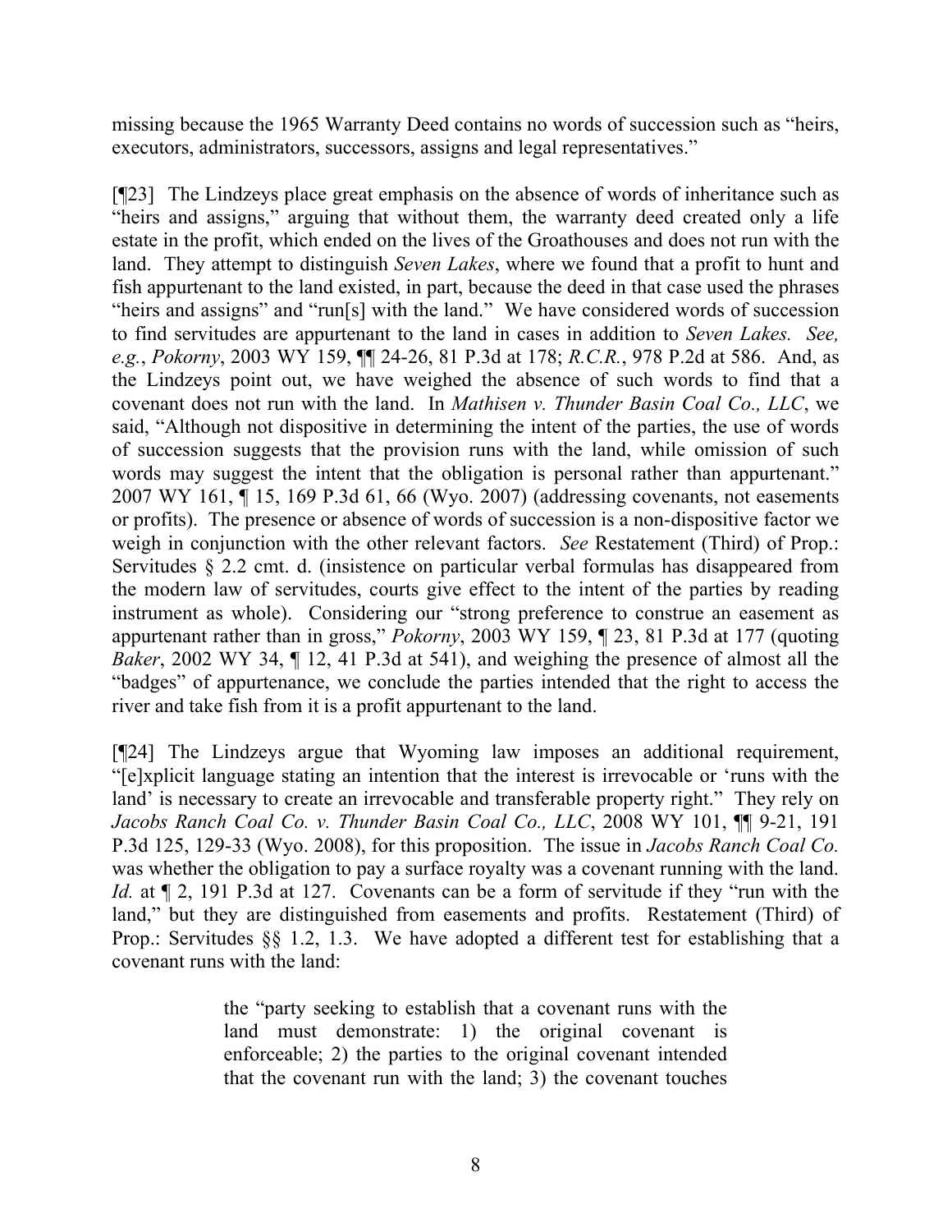missing because the 1965 Warranty Deed contains no words of succession such as "heirs, executors, administrators, successors, assigns and legal representatives."

[¶23] The Lindzeys place great emphasis on the absence of words of inheritance such as "heirs and assigns," arguing that without them, the warranty deed created only a life estate in the profit, which ended on the lives of the Groathouses and does not run with the land. They attempt to distinguish *Seven Lakes*, where we found that a profit to hunt and fish appurtenant to the land existed, in part, because the deed in that case used the phrases "heirs and assigns" and "run[s] with the land." We have considered words of succession to find servitudes are appurtenant to the land in cases in addition to *Seven Lakes. See, e.g.*, *Pokorny*, 2003 WY 159, ¶¶ 24-26, 81 P.3d at 178; *R.C.R.*, 978 P.2d at 586. And, as the Lindzeys point out, we have weighed the absence of such words to find that a covenant does not run with the land. In *Mathisen v. Thunder Basin Coal Co., LLC*, we said, "Although not dispositive in determining the intent of the parties, the use of words of succession suggests that the provision runs with the land, while omission of such words may suggest the intent that the obligation is personal rather than appurtenant." 2007 WY 161, ¶ 15, 169 P.3d 61, 66 (Wyo. 2007) (addressing covenants, not easements or profits). The presence or absence of words of succession is a non-dispositive factor we weigh in conjunction with the other relevant factors. *See* Restatement (Third) of Prop.: Servitudes § 2.2 cmt. d. (insistence on particular verbal formulas has disappeared from the modern law of servitudes, courts give effect to the intent of the parties by reading instrument as whole). Considering our "strong preference to construe an easement as appurtenant rather than in gross," *Pokorny*, 2003 WY 159, ¶ 23, 81 P.3d at 177 (quoting *Baker*, 2002 WY 34, ¶ 12, 41 P.3d at 541), and weighing the presence of almost all the "badges" of appurtenance, we conclude the parties intended that the right to access the river and take fish from it is a profit appurtenant to the land.

[¶24] The Lindzeys argue that Wyoming law imposes an additional requirement, "[e]xplicit language stating an intention that the interest is irrevocable or 'runs with the land' is necessary to create an irrevocable and transferable property right." They rely on *Jacobs Ranch Coal Co. v. Thunder Basin Coal Co., LLC*, 2008 WY 101, ¶¶ 9-21, 191 P.3d 125, 129-33 (Wyo. 2008), for this proposition. The issue in *Jacobs Ranch Coal Co.* was whether the obligation to pay a surface royalty was a covenant running with the land. *Id.* at ¶ 2, 191 P.3d at 127. Covenants can be a form of servitude if they "run with the land," but they are distinguished from easements and profits. Restatement (Third) of Prop.: Servitudes §§ 1.2, 1.3. We have adopted a different test for establishing that a covenant runs with the land:

> the "party seeking to establish that a covenant runs with the land must demonstrate: 1) the original covenant is enforceable; 2) the parties to the original covenant intended that the covenant run with the land; 3) the covenant touches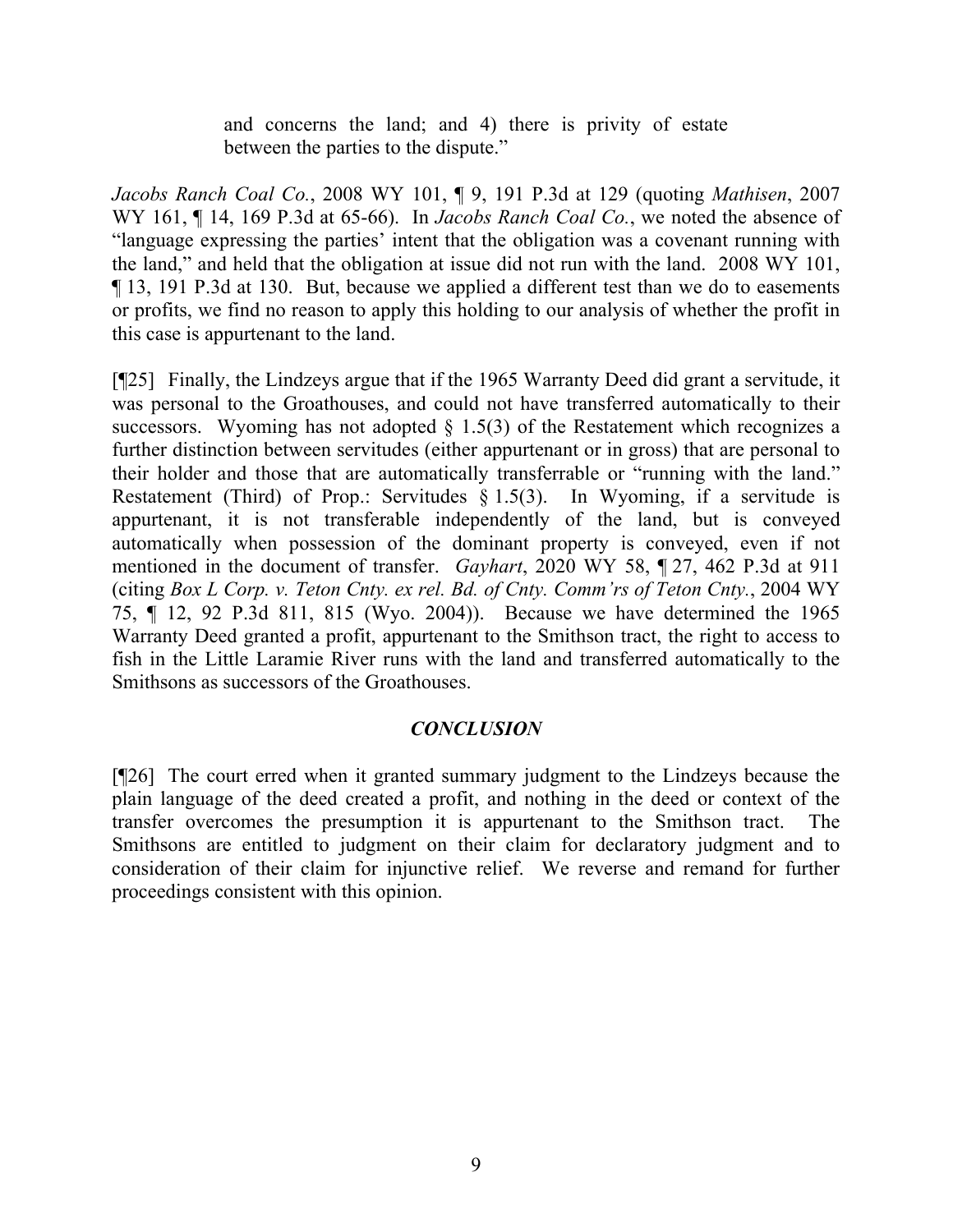> and concerns the land; and 4) there is privity of estate between the parties to the dispute."

*Jacobs Ranch Coal Co.*, 2008 WY 101, ¶ 9, 191 P.3d at 129 (quoting *Mathisen*, 2007 WY 161, ¶ 14, 169 P.3d at 65-66). In *Jacobs Ranch Coal Co.*, we noted the absence of "language expressing the parties' intent that the obligation was a covenant running with the land," and held that the obligation at issue did not run with the land. 2008 WY 101, ¶ 13, 191 P.3d at 130. But, because we applied a different test than we do to easements or profits, we find no reason to apply this holding to our analysis of whether the profit in this case is appurtenant to the land.

[¶25] Finally, the Lindzeys argue that if the 1965 Warranty Deed did grant a servitude, it was personal to the Groathouses, and could not have transferred automatically to their successors. Wyoming has not adopted § 1.5(3) of the Restatement which recognizes a further distinction between servitudes (either appurtenant or in gross) that are personal to their holder and those that are automatically transferrable or "running with the land." Restatement (Third) of Prop.: Servitudes § 1.5(3). In Wyoming, if a servitude is appurtenant, it is not transferable independently of the land, but is conveyed automatically when possession of the dominant property is conveyed, even if not mentioned in the document of transfer. *Gayhart*, 2020 WY 58, ¶ 27, 462 P.3d at 911 (citing *Box L Corp. v. Teton Cnty. ex rel. Bd. of Cnty. Comm'rs of Teton Cnty.*, 2004 WY 75, ¶ 12, 92 P.3d 811, 815 (Wyo. 2004)). Because we have determined the 1965 Warranty Deed granted a profit, appurtenant to the Smithson tract, the right to access to fish in the Little Laramie River runs with the land and transferred automatically to the Smithsons as successors of the Groathouses.

## *CONCLUSION*

[¶26] The court erred when it granted summary judgment to the Lindzeys because the plain language of the deed created a profit, and nothing in the deed or context of the transfer overcomes the presumption it is appurtenant to the Smithson tract. The Smithsons are entitled to judgment on their claim for declaratory judgment and to consideration of their claim for injunctive relief. We reverse and remand for further proceedings consistent with this opinion.